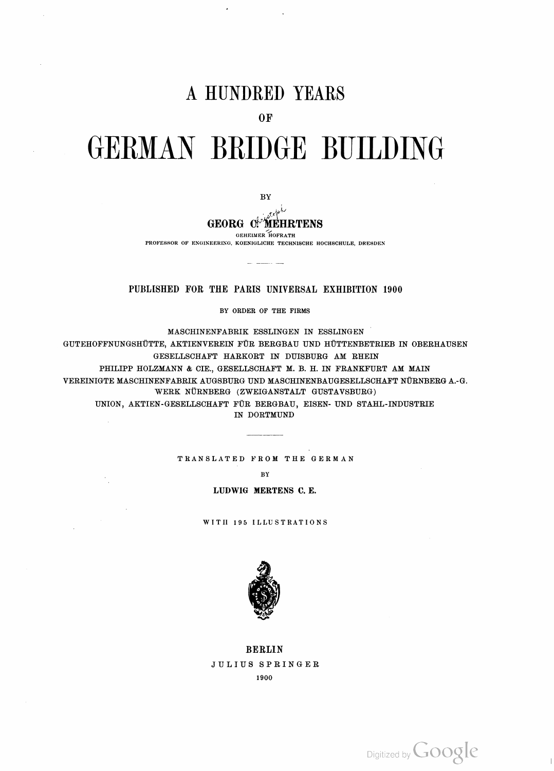# A HUNDRED YEARS

OF

# GERMAN BRIDGE BUILDING

BY

**GEORG C. MEHRTENS**

GEHEIMER HOFRATH

PROFESSOR OF ENGINEERING, KOENIGLICHE TECHNISCHE HOCHSCHULE, DRESDEN

---

PUBLISHED FOR THE PARIS UNIVERSAL EXHIBITION 1900

BY ORDER OF THE FIRMS

MASCHINENFABRIK ESSLINGEN IN ESSLINGEN

GUTEHOFFNUNGSHÜTTE, AKTIENVEREIN FÜR BERGBAU UND HÜTTENBETRIEB IN OBERHAUSEN

GESELLSCHAFT HARKORT IN DUISBURG AM RHEIN

PHILIPP HOLZMANN & CIE., GESELLSCHAFT M. B. H. IN FRANKFURT AM MAIN

VEREINIGTE MASCHINENFABRIK AUGSBURG UND MASCHINENBAUGESELLSCHAFT NÜRNBERG A.-G. WERK NÜRNBERG (ZWEIGANSTALT GUSTAVSBURG)

UNION, AKTIEN-GESELLSCHAFT FÜR BERGBAU, EISEN- UND STAHL-INDUSTRIE IN DORTMUND

---

TRANSLATED FROM THE GERMAN

BY

LUDWIG MERTENS C. E.

WITH 195 ILLUSTRATIONS

BERLIN

JULIUS SPRINGER

1900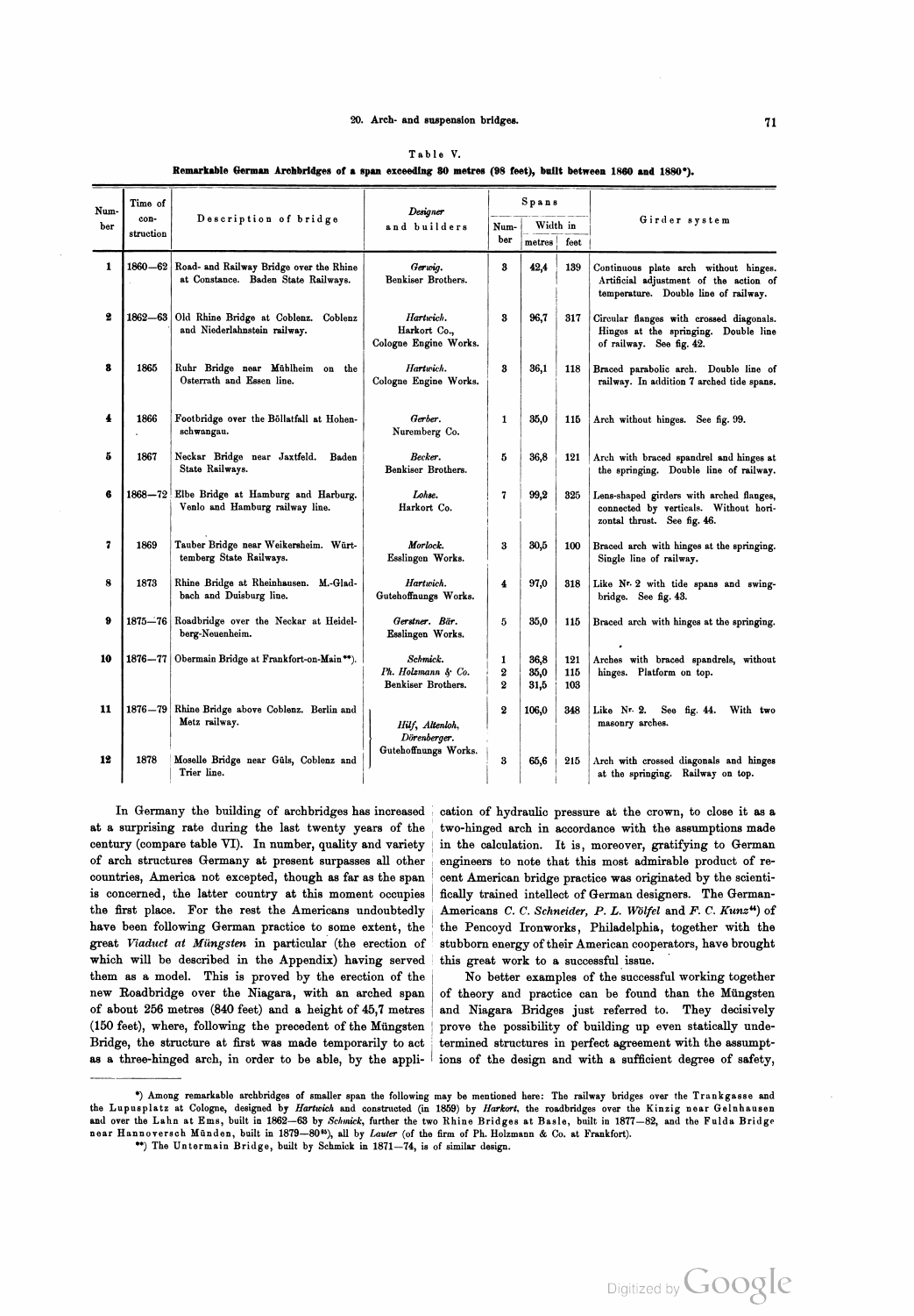Table V.

**Remarkable German Archbridges of a span exceeding 30 metres (98 feet), built between 1860 and 1880\*).**

| Number | Time of construction | Description of bridge | Designer and builders | Spans | | | Girder system |
|---|---|---|---|---|---|---|---|
| | | | | Number | Width in | | |
| | | | | | metres | feet | |
| 1 | 1860—62 | Road- and Railway Bridge over the Rhine at Constance. Baden State Railways. | *Gerwig.* Benkiser Brothers. | 3 | 42,4 | 139 | Continuous plate arch without hinges. Artificial adjustment of the action of temperature. Double line of railway. |
| 2 | 1862—63 | Old Rhine Bridge at Coblenz. Coblenz and Niederlahnstein railway. | *Hartwich.* Harkort Co., Cologne Engine Works. | 3 | 96,7 | 317 | Circular flanges with crossed diagonals. Hinges at the springing. Double line of railway. See fig. 42. |
| 3 | 1865 | Ruhr Bridge near Mühlheim on the Osterrath and Essen line. | *Hartwich.* Cologne Engine Works. | 3 | 36,1 | 118 | Braced parabolic arch. Double line of railway. In addition 7 arched tide spans. |
| 4 | 1866 | Footbridge over the Böllatfall at Hohenschwangau. | *Gerber.* Nuremberg Co. | 1 | 35,0 | 115 | Arch without hinges. See fig. 99. |
| 5 | 1867 | Neckar Bridge near Jaxtfeld. Baden State Railways. | *Becker.* Benkiser Brothers. | 5 | 36,8 | 121 | Arch with braced spandrel and hinges at the springing. Double line of railway. |
| 6 | 1868—72 | Elbe Bridge at Hamburg and Harburg. Venlo and Hamburg railway line. | *Lohse.* Harkort Co. | 7 | 99,2 | 325 | Lens-shaped girders with arched flanges, connected by verticals. Without horizontal thrust. See fig. 46. |
| 7 | 1869 | Tauber Bridge near Weikersheim. Württemberg State Railways. | *Morlock.* Esslingen Works. | 3 | 30,5 | 100 | Braced arch with hinges at the springing. Single line of railway. |
| 8 | 1873 | Rhine Bridge at Rheinhausen. M.-Gladbach and Duisburg line. | *Hartwich.* Gutehoffnungs Works. | 4 | 97,0 | 318 | Like Nr. 2 with tide spans and swing-bridge. See fig. 43. |
| 9 | 1875—76 | Roadbridge over the Neckar at Heidelberg-Neuenheim. | *Gerstner. Bär.* Esslingen Works. | 5 | 35,0 | 115 | Braced arch with hinges at the springing. |
| 10 | 1876—77 | Obermain Bridge at Frankfort-on-Main\*\*). | *Schmick.* *Ph. Holzmann & Co.* Benkiser Brothers. | 1<br>2<br>2 | 36,8<br>35,0<br>31,5 | 121<br>115<br>103 | Arches with braced spandrels, without hinges. Platform on top. |
| 11 | 1876—79 | Rhine Bridge above Coblenz. Berlin and Metz railway. | *Hilf, Altenloh, Dörenberger.* Gutehoffnungs Works. | 2 | 106,0 | 348 | Like Nr. 2. See fig. 44. With two masonry arches. |
| 12 | 1878 | Moselle Bridge near Güls, Coblenz and Trier line. | *Hilf, Altenloh, Dörenberger.* Gutehoffnungs Works. | 3 | 65,6 | 215 | Arch with crossed diagonals and hinges at the springing. Railway on top. |

In Germany the building of archbridges has increased at a surprising rate during the last twenty years of the century (compare table VI). In number, quality and variety of arch structures Germany at present surpasses all other countries, America not excepted, though as far as the span is concerned, the latter country at this moment occupies the first place. For the rest the Americans undoubtedly have been following German practice to some extent, the great *Viaduct at Müngsten* in particular (the erection of which will be described in the Appendix) having served them as a model. This is proved by the erection of the new Roadbridge over the Niagara, with an arched span of about 256 metres (840 feet) and a height of 45,7 metres (150 feet), where, following the precedent of the Müngsten Bridge, the structure at first was made temporarily to act as a three-hinged arch, in order to be able, by the application of hydraulic pressure at the crown, to close it as a two-hinged arch in accordance with the assumptions made in the calculation. It is, moreover, gratifying to German engineers to note that this most admirable product of recent American bridge practice was originated by the scientifically trained intellect of German designers. The German-Americans *C. C. Schneider, P. L. Wölfel* and *F. C. Kunz*[44]) of the Pencoyd Ironworks, Philadelphia, together with the stubborn energy of their American cooperators, have brought this great work to a successful issue.

No better examples of the successful working together of theory and practice can be found than the Müngsten and Niagara Bridges just referred to. They decisively prove the possibility of building up even statically undetermined structures in perfect agreement with the assumptions of the design and with a sufficient degree of safety,

---

\*) Among remarkable archbridges of smaller span the following may be mentioned here: The railway bridges over the Trankgasse and the Lupusplatz at Cologne, designed by *Hartwich* and constructed (in 1859) by *Harkort*, the roadbridges over the Kinzig near Gelnhausen and over the Lahn at Ems, built in 1862—63 by *Schmick*, further the two Rhine Bridges at Basle, built in 1877—82, and the Fulda Bridge near Hannoversch Münden, built in 1879—80[85]), all by *Lauter* (of the firm of Ph. Holzmann & Co. at Frankfort).

\*\*) The Untermain Bridge, built by Schmick in 1871—74, is of similar design.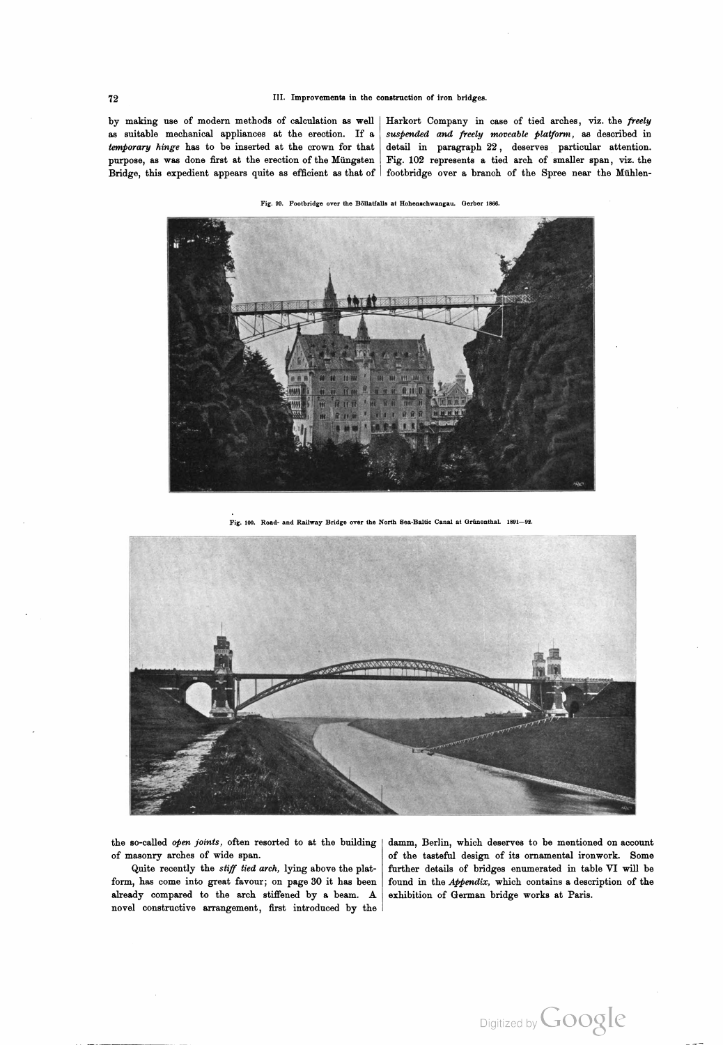by making use of modern methods of calculation as well as suitable mechanical appliances at the erection. If a *temporary hinge* has to be inserted at the crown for that purpose, as was done first at the erection of the Müngsten Bridge, this expedient appears quite as efficient as that of the so-called *open joints*, often resorted to at the building of masonry arches of wide span.

Quite recently the *stiff tied arch*, lying above the platform, has come into great favour; on page 30 it has been already compared to the arch stiffened by a beam. A novel constructive arrangement, first introduced by the Harkort Company in case of tied arches, viz. the *freely suspended and freely moveable platform*, as described in detail in paragraph 22, deserves particular attention. Fig. 102 represents a tied arch of smaller span, viz. the footbridge over a branch of the Spree near the Mühlendamm, Berlin, which deserves to be mentioned on account of the tasteful design of its ornamental ironwork. Some further details of bridges enumerated in table VI will be found in the *Appendix*, which contains a description of the exhibition of German bridge works at Paris.

Fig. 99. Footbridge over the Böllatfalls at Hohenschwangau. Gerber 1866.

Fig. 100. Road- and Railway Bridge over the North Sea-Baltic Canal at Grünenthal. 1891—92.